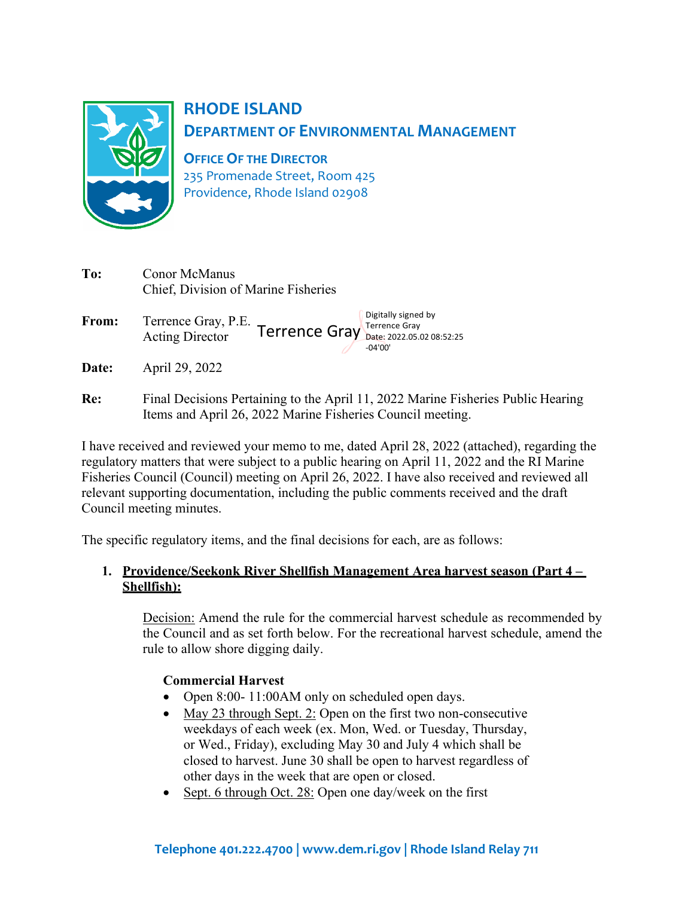# RHODE ISLAND

## DEPARTMENT OF ENVIRONMENTAL MANAGEMENT

**OFFICE OF THE DIRECTOR**
235 Promenade Street, Room 425
Providence, Rhode Island 02908

**To:** Conor McManus
Chief, Division of Marine Fisheries

**From:** Terrence Gray, P.E.
Acting Director

Terrence Gray — Digitally signed by Terrence Gray Date: 2022.05.02 08:52:25 -04'00'

**Date:** April 29, 2022

**Re:** Final Decisions Pertaining to the April 11, 2022 Marine Fisheries Public Hearing Items and April 26, 2022 Marine Fisheries Council meeting.

I have received and reviewed your memo to me, dated April 28, 2022 (attached), regarding the regulatory matters that were subject to a public hearing on April 11, 2022 and the RI Marine Fisheries Council (Council) meeting on April 26, 2022. I have also received and reviewed all relevant supporting documentation, including the public comments received and the draft Council meeting minutes.

The specific regulatory items, and the final decisions for each, are as follows:

1. **Providence/Seekonk River Shellfish Management Area harvest season (Part 4 – Shellfish):**

   Decision: Amend the rule for the commercial harvest schedule as recommended by the Council and as set forth below. For the recreational harvest schedule, amend the rule to allow shore digging daily.

   **Commercial Harvest**
   - Open 8:00- 11:00AM only on scheduled open days.
   - May 23 through Sept. 2: Open on the first two non-consecutive weekdays of each week (ex. Mon, Wed. or Tuesday, Thursday, or Wed., Friday), excluding May 30 and July 4 which shall be closed to harvest. June 30 shall be open to harvest regardless of other days in the week that are open or closed.
   - Sept. 6 through Oct. 28: Open one day/week on the first

Telephone 401.222.4700 | www.dem.ri.gov | Rhode Island Relay 711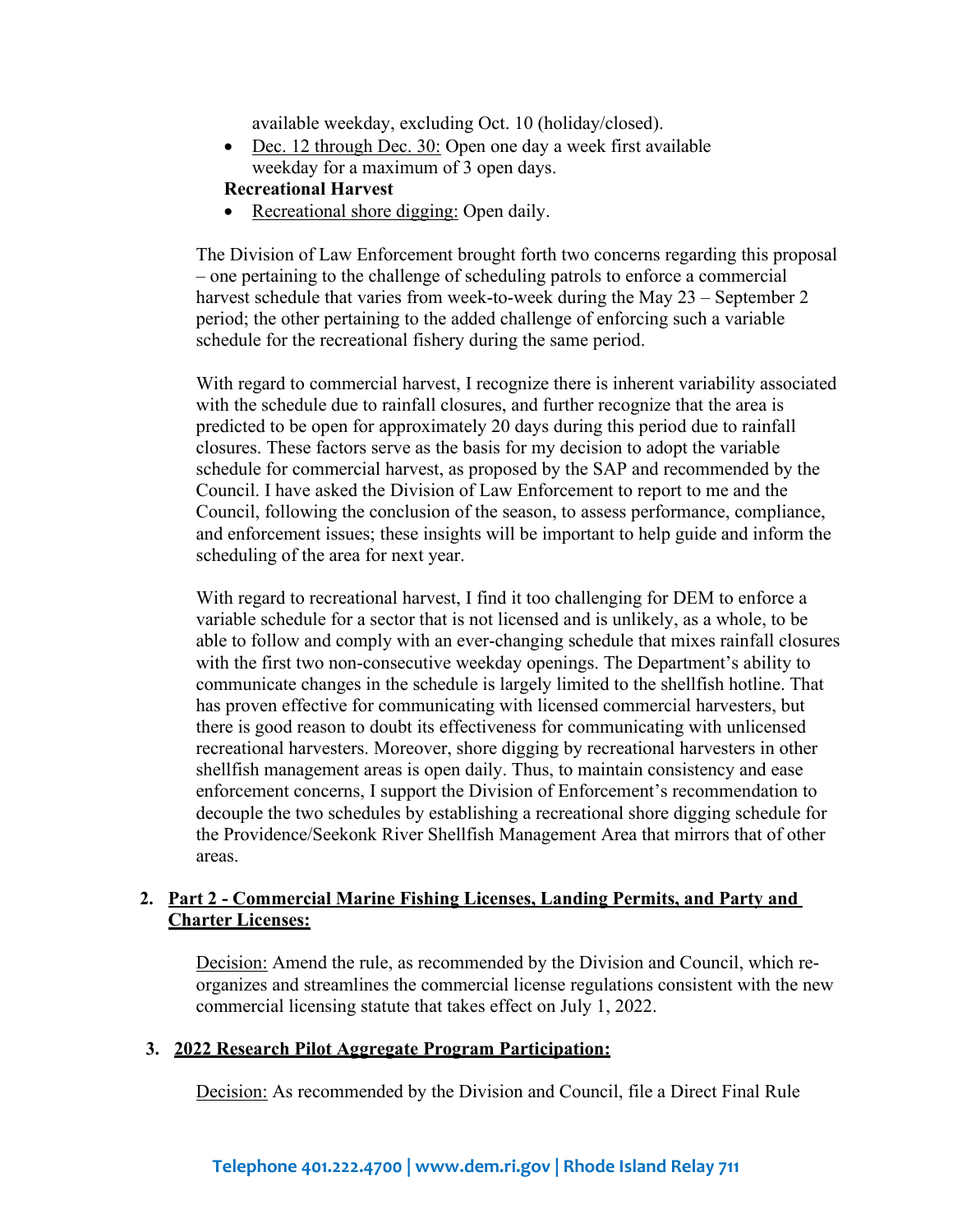available weekday, excluding Oct. 10 (holiday/closed).

- Dec. 12 through Dec. 30: Open one day a week first available weekday for a maximum of 3 open days.

**Recreational Harvest**

- Recreational shore digging: Open daily.

The Division of Law Enforcement brought forth two concerns regarding this proposal – one pertaining to the challenge of scheduling patrols to enforce a commercial harvest schedule that varies from week-to-week during the May 23 – September 2 period; the other pertaining to the added challenge of enforcing such a variable schedule for the recreational fishery during the same period.

With regard to commercial harvest, I recognize there is inherent variability associated with the schedule due to rainfall closures, and further recognize that the area is predicted to be open for approximately 20 days during this period due to rainfall closures. These factors serve as the basis for my decision to adopt the variable schedule for commercial harvest, as proposed by the SAP and recommended by the Council. I have asked the Division of Law Enforcement to report to me and the Council, following the conclusion of the season, to assess performance, compliance, and enforcement issues; these insights will be important to help guide and inform the scheduling of the area for next year.

With regard to recreational harvest, I find it too challenging for DEM to enforce a variable schedule for a sector that is not licensed and is unlikely, as a whole, to be able to follow and comply with an ever-changing schedule that mixes rainfall closures with the first two non-consecutive weekday openings. The Department's ability to communicate changes in the schedule is largely limited to the shellfish hotline. That has proven effective for communicating with licensed commercial harvesters, but there is good reason to doubt its effectiveness for communicating with unlicensed recreational harvesters. Moreover, shore digging by recreational harvesters in other shellfish management areas is open daily. Thus, to maintain consistency and ease enforcement concerns, I support the Division of Enforcement's recommendation to decouple the two schedules by establishing a recreational shore digging schedule for the Providence/Seekonk River Shellfish Management Area that mirrors that of other areas.

2. **Part 2 - Commercial Marine Fishing Licenses, Landing Permits, and Party and Charter Licenses:**

   Decision: Amend the rule, as recommended by the Division and Council, which re-organizes and streamlines the commercial license regulations consistent with the new commercial licensing statute that takes effect on July 1, 2022.

3. **2022 Research Pilot Aggregate Program Participation:**

   Decision: As recommended by the Division and Council, file a Direct Final Rule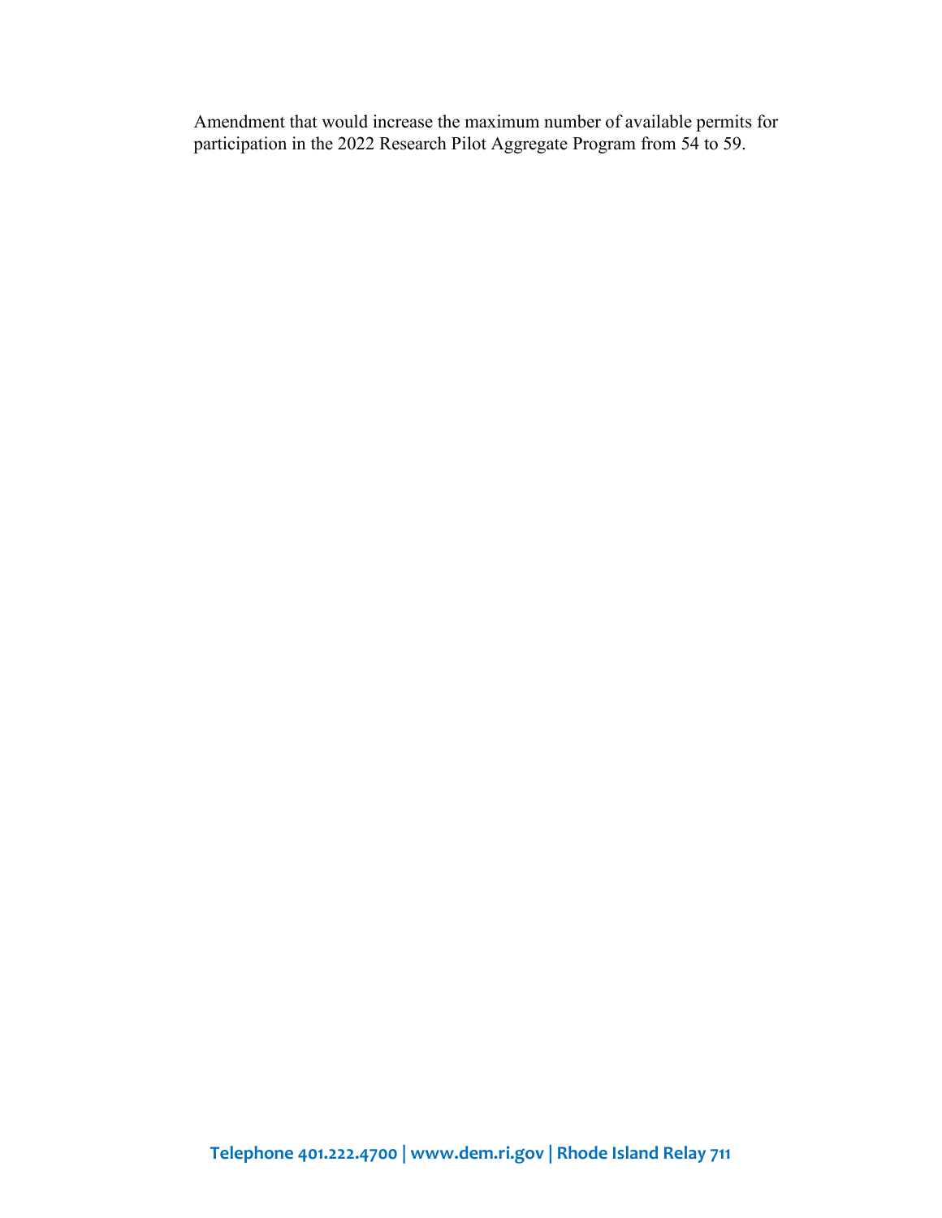Amendment that would increase the maximum number of available permits for participation in the 2022 Research Pilot Aggregate Program from 54 to 59.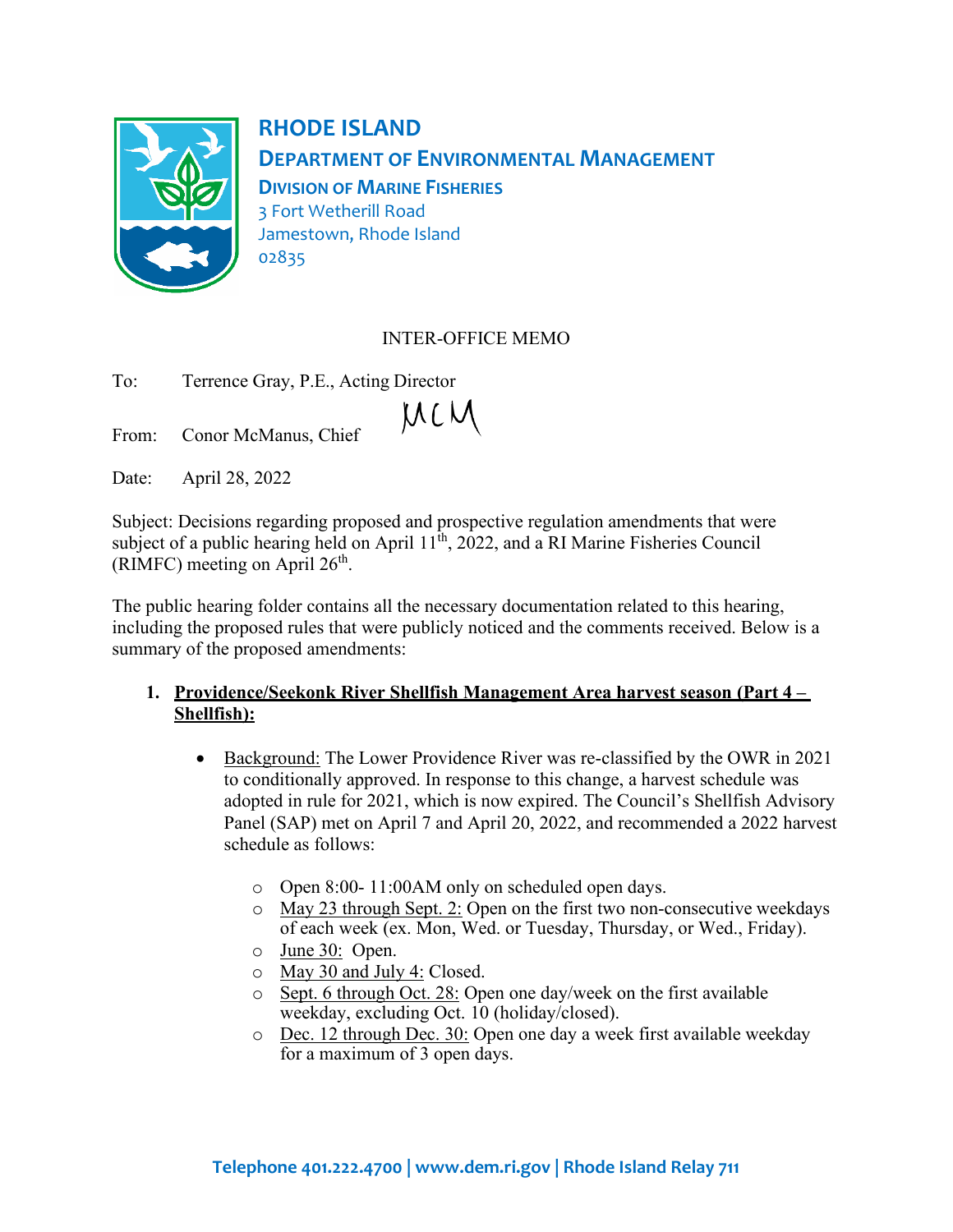# RHODE ISLAND

## DEPARTMENT OF ENVIRONMENTAL MANAGEMENT

### DIVISION OF MARINE FISHERIES

3 Fort Wetherill Road
Jamestown, Rhode Island
02835

INTER-OFFICE MEMO

To: Terrence Gray, P.E., Acting Director

From: Conor McManus, Chief MCM

Date: April 28, 2022

Subject: Decisions regarding proposed and prospective regulation amendments that were subject of a public hearing held on April 11th, 2022, and a RI Marine Fisheries Council (RIMFC) meeting on April 26th.

The public hearing folder contains all the necessary documentation related to this hearing, including the proposed rules that were publicly noticed and the comments received. Below is a summary of the proposed amendments:

1. **Providence/Seekonk River Shellfish Management Area harvest season (Part 4 – Shellfish):**

   - Background: The Lower Providence River was re-classified by the OWR in 2021 to conditionally approved. In response to this change, a harvest schedule was adopted in rule for 2021, which is now expired. The Council's Shellfish Advisory Panel (SAP) met on April 7 and April 20, 2022, and recommended a 2022 harvest schedule as follows:
     - Open 8:00- 11:00AM only on scheduled open days.
     - May 23 through Sept. 2: Open on the first two non-consecutive weekdays of each week (ex. Mon, Wed. or Tuesday, Thursday, or Wed., Friday).
     - June 30: Open.
     - May 30 and July 4: Closed.
     - Sept. 6 through Oct. 28: Open one day/week on the first available weekday, excluding Oct. 10 (holiday/closed).
     - Dec. 12 through Dec. 30: Open one day a week first available weekday for a maximum of 3 open days.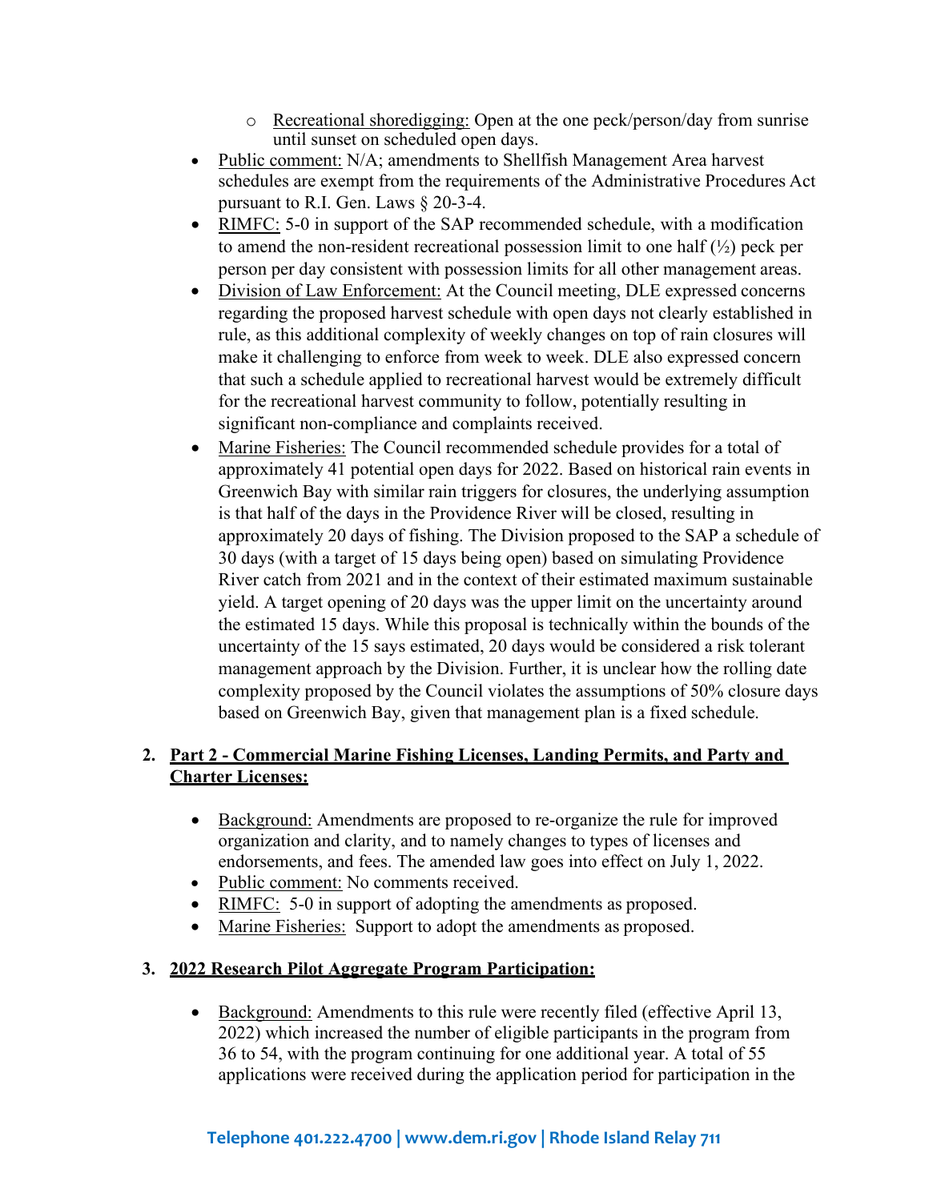- Recreational shoredigging: Open at the one peck/person/day from sunrise until sunset on scheduled open days.

- Public comment: N/A; amendments to Shellfish Management Area harvest schedules are exempt from the requirements of the Administrative Procedures Act pursuant to R.I. Gen. Laws § 20-3-4.
- RIMFC: 5-0 in support of the SAP recommended schedule, with a modification to amend the non-resident recreational possession limit to one half (½) peck per person per day consistent with possession limits for all other management areas.
- Division of Law Enforcement: At the Council meeting, DLE expressed concerns regarding the proposed harvest schedule with open days not clearly established in rule, as this additional complexity of weekly changes on top of rain closures will make it challenging to enforce from week to week. DLE also expressed concern that such a schedule applied to recreational harvest would be extremely difficult for the recreational harvest community to follow, potentially resulting in significant non-compliance and complaints received.
- Marine Fisheries: The Council recommended schedule provides for a total of approximately 41 potential open days for 2022. Based on historical rain events in Greenwich Bay with similar rain triggers for closures, the underlying assumption is that half of the days in the Providence River will be closed, resulting in approximately 20 days of fishing. The Division proposed to the SAP a schedule of 30 days (with a target of 15 days being open) based on simulating Providence River catch from 2021 and in the context of their estimated maximum sustainable yield. A target opening of 20 days was the upper limit on the uncertainty around the estimated 15 days. While this proposal is technically within the bounds of the uncertainty of the 15 says estimated, 20 days would be considered a risk tolerant management approach by the Division. Further, it is unclear how the rolling date complexity proposed by the Council violates the assumptions of 50% closure days based on Greenwich Bay, given that management plan is a fixed schedule.

2. **Part 2 - Commercial Marine Fishing Licenses, Landing Permits, and Party and Charter Licenses:**

   - Background: Amendments are proposed to re-organize the rule for improved organization and clarity, and to namely changes to types of licenses and endorsements, and fees. The amended law goes into effect on July 1, 2022.
   - Public comment: No comments received.
   - RIMFC: 5-0 in support of adopting the amendments as proposed.
   - Marine Fisheries: Support to adopt the amendments as proposed.

3. **2022 Research Pilot Aggregate Program Participation:**

   - Background: Amendments to this rule were recently filed (effective April 13, 2022) which increased the number of eligible participants in the program from 36 to 54, with the program continuing for one additional year. A total of 55 applications were received during the application period for participation in the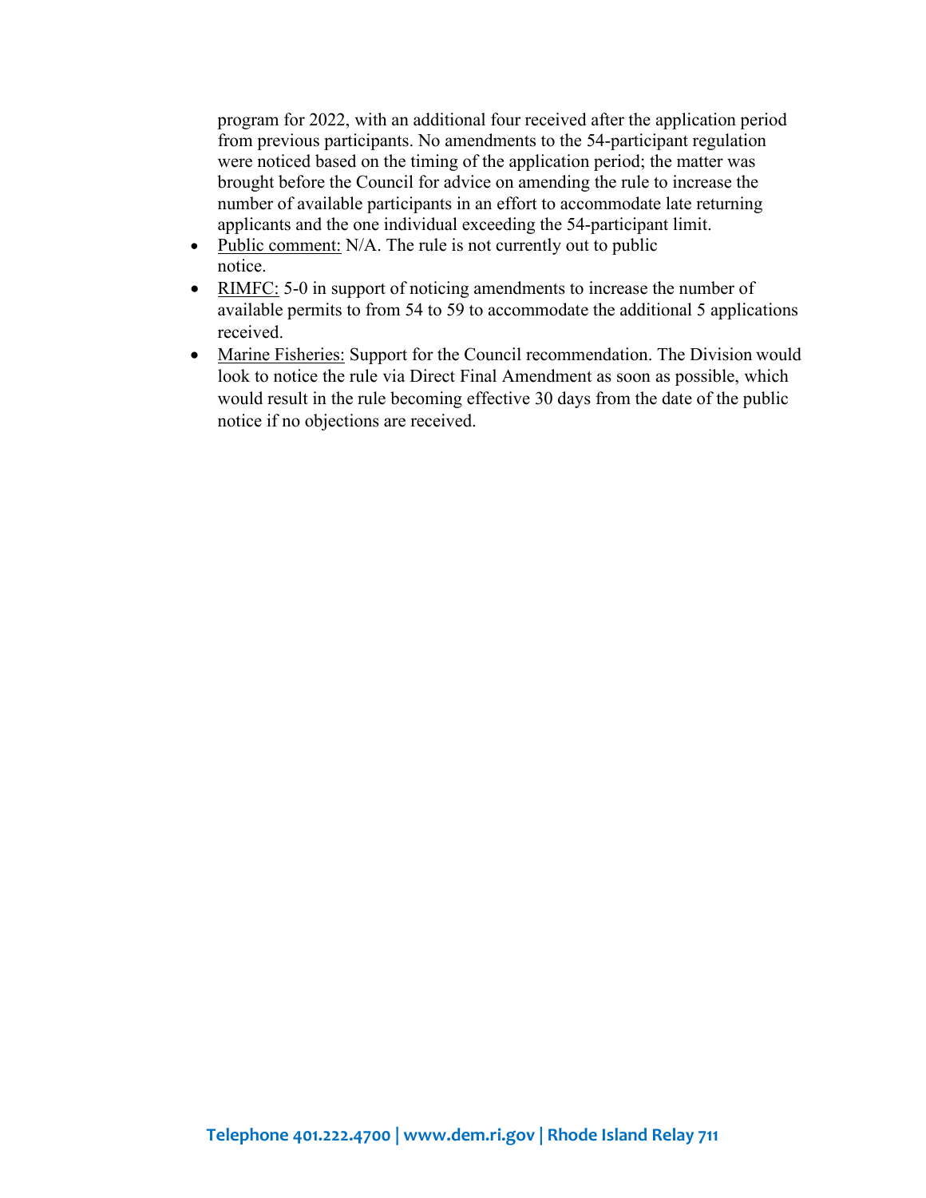program for 2022, with an additional four received after the application period from previous participants. No amendments to the 54-participant regulation were noticed based on the timing of the application period; the matter was brought before the Council for advice on amending the rule to increase the number of available participants in an effort to accommodate late returning applicants and the one individual exceeding the 54-participant limit.

- Public comment: N/A. The rule is not currently out to public notice.
- RIMFC: 5-0 in support of noticing amendments to increase the number of available permits to from 54 to 59 to accommodate the additional 5 applications received.
- Marine Fisheries: Support for the Council recommendation. The Division would look to notice the rule via Direct Final Amendment as soon as possible, which would result in the rule becoming effective 30 days from the date of the public notice if no objections are received.